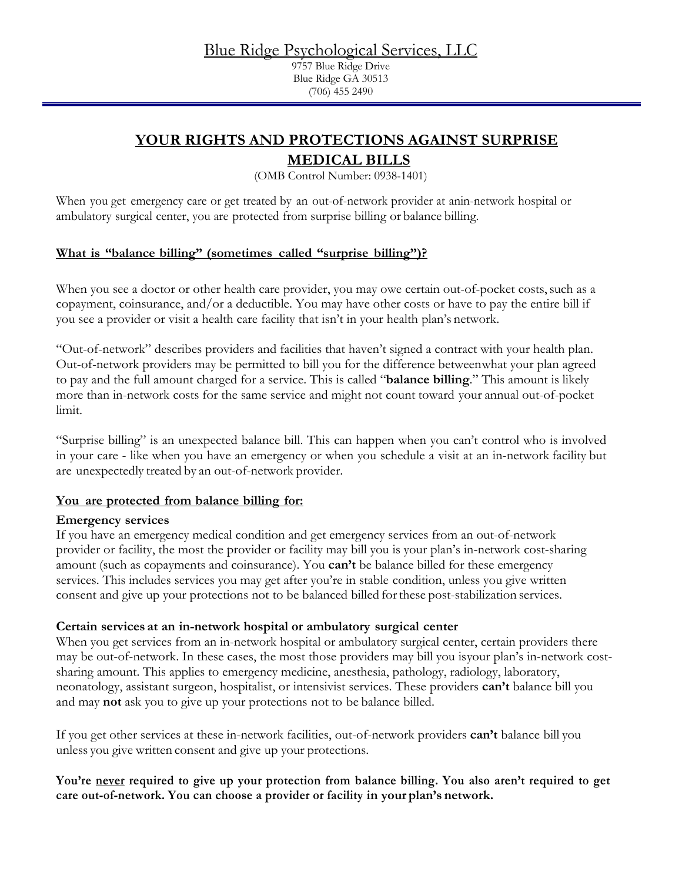# Blue Ridge Psychological Services, LLC

9757 Blue Ridge Drive
Blue Ridge GA 30513
(706) 455 2490

## YOUR RIGHTS AND PROTECTIONS AGAINST SURPRISE MEDICAL BILLS

(OMB Control Number: 0938-1401)

When you get emergency care or get treated by an out-of-network provider at anin-network hospital or ambulatory surgical center, you are protected from surprise billing or balance billing.

### What is "balance billing" (sometimes called "surprise billing")?

When you see a doctor or other health care provider, you may owe certain out-of-pocket costs, such as a copayment, coinsurance, and/or a deductible. You may have other costs or have to pay the entire bill if you see a provider or visit a health care facility that isn't in your health plan's network.

"Out-of-network" describes providers and facilities that haven't signed a contract with your health plan. Out-of-network providers may be permitted to bill you for the difference betweenwhat your plan agreed to pay and the full amount charged for a service. This is called "**balance billing**." This amount is likely more than in-network costs for the same service and might not count toward your annual out-of-pocket limit.

"Surprise billing" is an unexpected balance bill. This can happen when you can't control who is involved in your care - like when you have an emergency or when you schedule a visit at an in-network facility but are unexpectedly treated by an out-of-network provider.

### You are protected from balance billing for:

**Emergency services**

If you have an emergency medical condition and get emergency services from an out-of-network provider or facility, the most the provider or facility may bill you is your plan's in-network cost-sharing amount (such as copayments and coinsurance). You **can't** be balance billed for these emergency services. This includes services you may get after you're in stable condition, unless you give written consent and give up your protections not to be balanced billed for these post-stabilization services.

**Certain services at an in-network hospital or ambulatory surgical center**

When you get services from an in-network hospital or ambulatory surgical center, certain providers there may be out-of-network. In these cases, the most those providers may bill you isyour plan's in-network cost-sharing amount. This applies to emergency medicine, anesthesia, pathology, radiology, laboratory, neonatology, assistant surgeon, hospitalist, or intensivist services. These providers **can't** balance bill you and may **not** ask you to give up your protections not to be balance billed.

If you get other services at these in-network facilities, out-of-network providers **can't** balance bill you unless you give written consent and give up your protections.

**You're never required to give up your protection from balance billing. You also aren't required to get care out-of-network. You can choose a provider or facility in your plan's network.**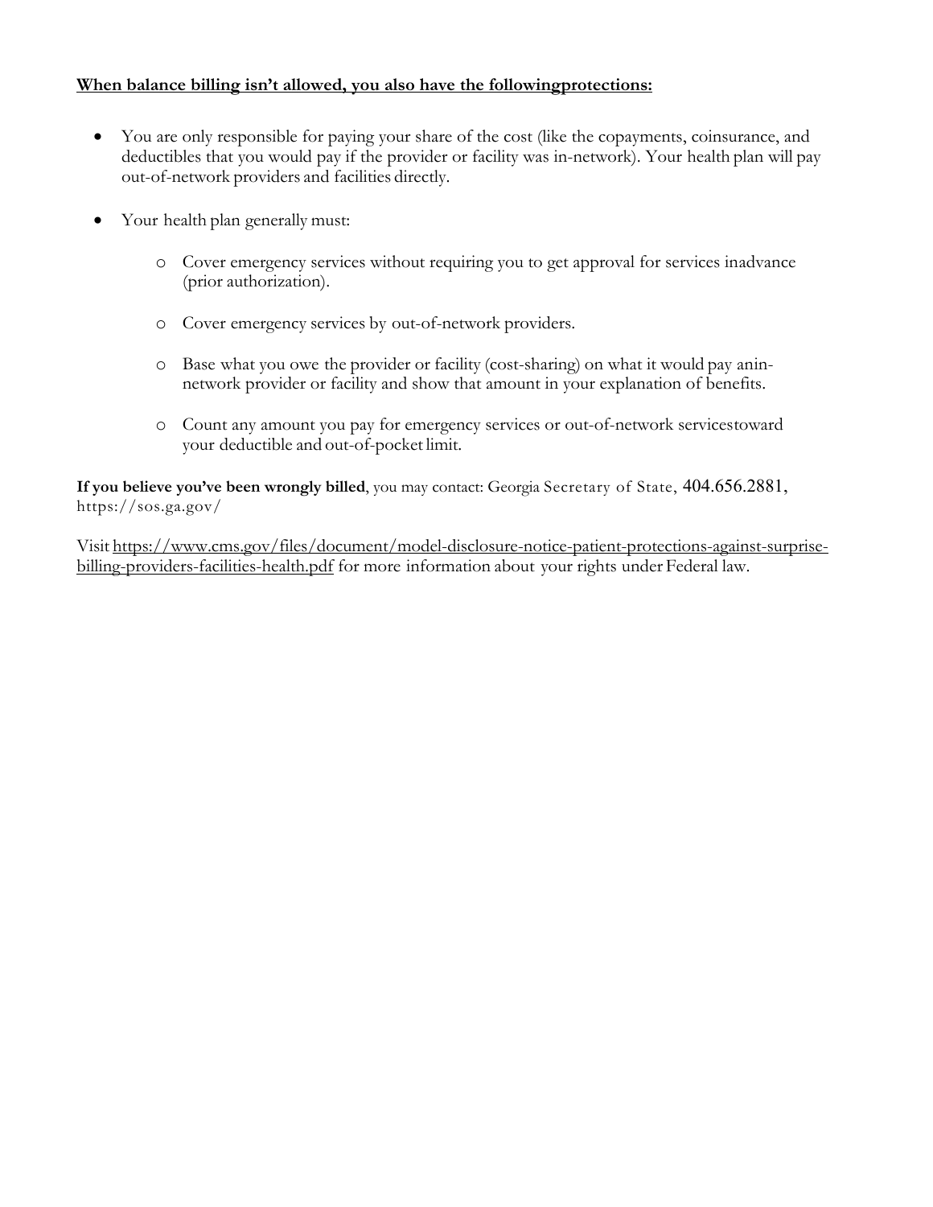**When balance billing isn't allowed, you also have the followingprotections:**

- You are only responsible for paying your share of the cost (like the copayments, coinsurance, and deductibles that you would pay if the provider or facility was in-network). Your health plan will pay out-of-network providers and facilities directly.

- Your health plan generally must:

  - Cover emergency services without requiring you to get approval for services inadvance (prior authorization).

  - Cover emergency services by out-of-network providers.

  - Base what you owe the provider or facility (cost-sharing) on what it would pay anin-network provider or facility and show that amount in your explanation of benefits.

  - Count any amount you pay for emergency services or out-of-network servicestoward your deductible and out-of-pocket limit.

**If you believe you've been wrongly billed**, you may contact: Georgia Secretary of State, 404.656.2881, https://sos.ga.gov/

Visit https://www.cms.gov/files/document/model-disclosure-notice-patient-protections-against-surprise-billing-providers-facilities-health.pdf for more information about your rights under Federal law.